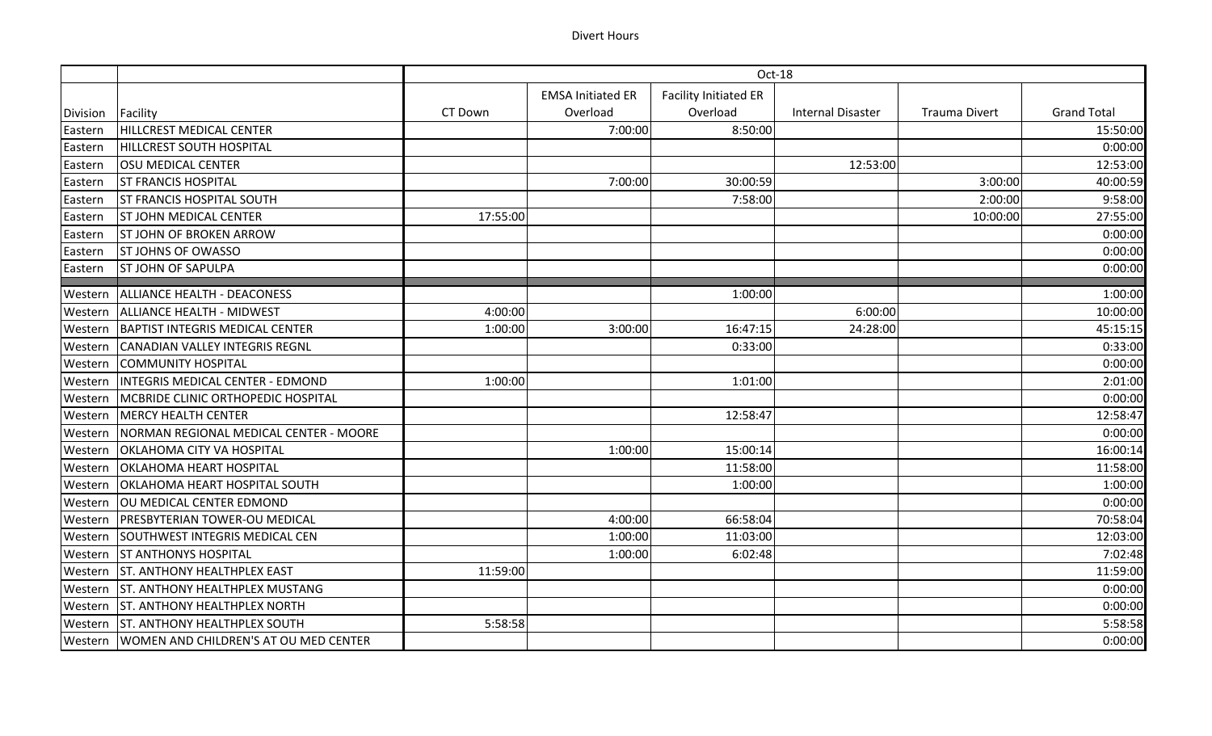Divert Hours

| | | Oct-18 | | | | | |
|---|---|---|---|---|---|---|---|
| Division | Facility | CT Down | EMSA Initiated ER Overload | Facility Initiated ER Overload | Internal Disaster | Trauma Divert | Grand Total |
| Eastern | HILLCREST MEDICAL CENTER | | 7:00:00 | 8:50:00 | | | 15:50:00 |
| Eastern | HILLCREST SOUTH HOSPITAL | | | | | | 0:00:00 |
| Eastern | OSU MEDICAL CENTER | | | | 12:53:00 | | 12:53:00 |
| Eastern | ST FRANCIS HOSPITAL | | 7:00:00 | 30:00:59 | | 3:00:00 | 40:00:59 |
| Eastern | ST FRANCIS HOSPITAL SOUTH | | | 7:58:00 | | 2:00:00 | 9:58:00 |
| Eastern | ST JOHN MEDICAL CENTER | 17:55:00 | | | | 10:00:00 | 27:55:00 |
| Eastern | ST JOHN OF BROKEN ARROW | | | | | | 0:00:00 |
| Eastern | ST JOHNS OF OWASSO | | | | | | 0:00:00 |
| Eastern | ST JOHN OF SAPULPA | | | | | | 0:00:00 |
| Western | ALLIANCE HEALTH - DEACONESS | | | 1:00:00 | | | 1:00:00 |
| Western | ALLIANCE HEALTH - MIDWEST | 4:00:00 | | | 6:00:00 | | 10:00:00 |
| Western | BAPTIST INTEGRIS MEDICAL CENTER | 1:00:00 | 3:00:00 | 16:47:15 | 24:28:00 | | 45:15:15 |
| Western | CANADIAN VALLEY INTEGRIS REGNL | | | 0:33:00 | | | 0:33:00 |
| Western | COMMUNITY HOSPITAL | | | | | | 0:00:00 |
| Western | INTEGRIS MEDICAL CENTER - EDMOND | 1:00:00 | | 1:01:00 | | | 2:01:00 |
| Western | MCBRIDE CLINIC ORTHOPEDIC HOSPITAL | | | | | | 0:00:00 |
| Western | MERCY HEALTH CENTER | | | 12:58:47 | | | 12:58:47 |
| Western | NORMAN REGIONAL MEDICAL CENTER - MOORE | | | | | | 0:00:00 |
| Western | OKLAHOMA CITY VA HOSPITAL | | 1:00:00 | 15:00:14 | | | 16:00:14 |
| Western | OKLAHOMA HEART HOSPITAL | | | 11:58:00 | | | 11:58:00 |
| Western | OKLAHOMA HEART HOSPITAL SOUTH | | | 1:00:00 | | | 1:00:00 |
| Western | OU MEDICAL CENTER EDMOND | | | | | | 0:00:00 |
| Western | PRESBYTERIAN TOWER-OU MEDICAL | | 4:00:00 | 66:58:04 | | | 70:58:04 |
| Western | SOUTHWEST INTEGRIS MEDICAL CEN | | 1:00:00 | 11:03:00 | | | 12:03:00 |
| Western | ST ANTHONYS HOSPITAL | | 1:00:00 | 6:02:48 | | | 7:02:48 |
| Western | ST. ANTHONY HEALTHPLEX EAST | 11:59:00 | | | | | 11:59:00 |
| Western | ST. ANTHONY HEALTHPLEX MUSTANG | | | | | | 0:00:00 |
| Western | ST. ANTHONY HEALTHPLEX NORTH | | | | | | 0:00:00 |
| Western | ST. ANTHONY HEALTHPLEX SOUTH | 5:58:58 | | | | | 5:58:58 |
| Western | WOMEN AND CHILDREN'S AT OU MED CENTER | | | | | | 0:00:00 |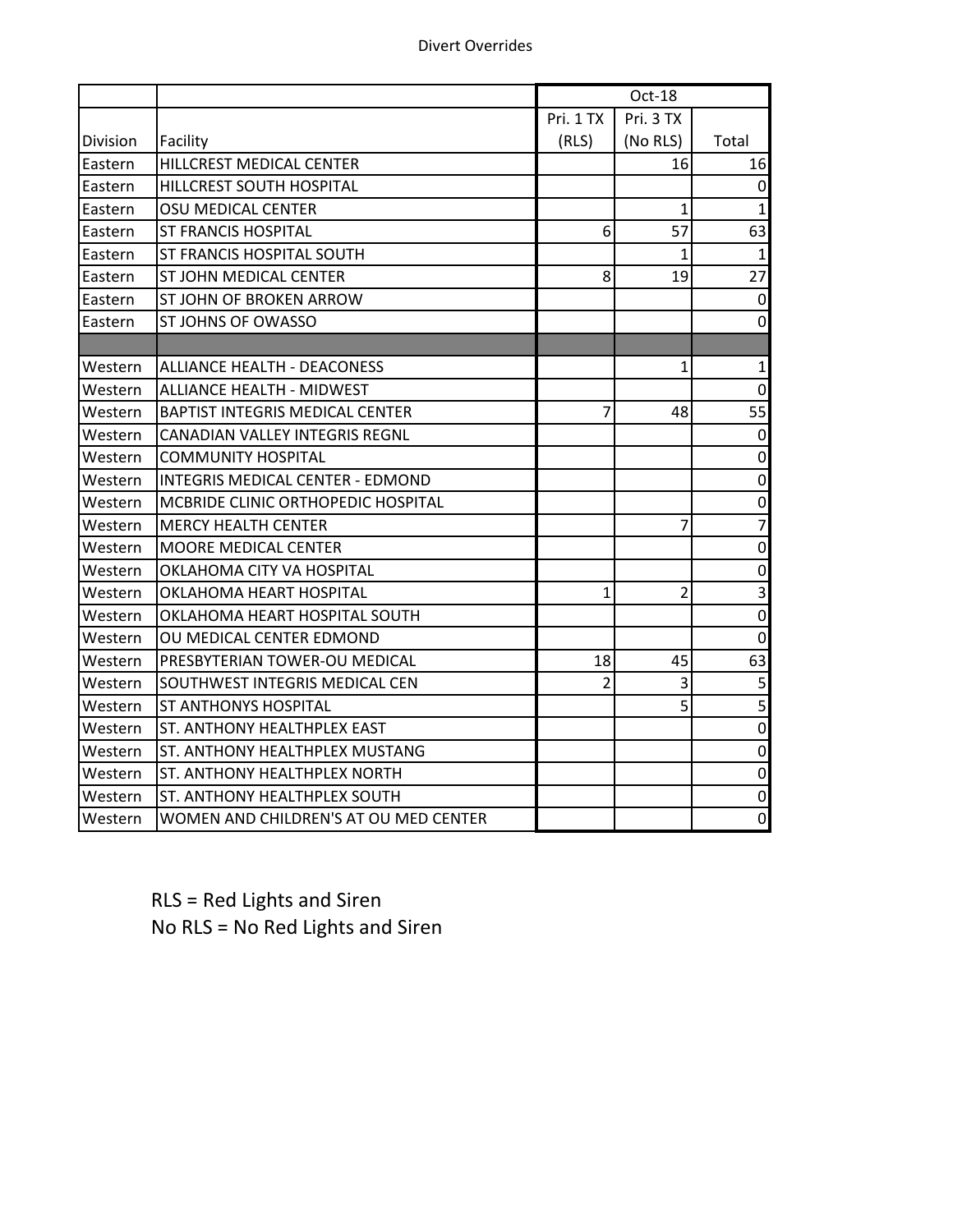Divert Overrides

| | | Oct-18 | | |
|---|---|---|---|---|
| Division | Facility | Pri. 1 TX (RLS) | Pri. 3 TX (No RLS) | Total |
| Eastern | HILLCREST MEDICAL CENTER | | 16 | 16 |
| Eastern | HILLCREST SOUTH HOSPITAL | | | 0 |
| Eastern | OSU MEDICAL CENTER | | 1 | 1 |
| Eastern | ST FRANCIS HOSPITAL | 6 | 57 | 63 |
| Eastern | ST FRANCIS HOSPITAL SOUTH | | 1 | 1 |
| Eastern | ST JOHN MEDICAL CENTER | 8 | 19 | 27 |
| Eastern | ST JOHN OF BROKEN ARROW | | | 0 |
| Eastern | ST JOHNS OF OWASSO | | | 0 |
| | | | | |
| Western | ALLIANCE HEALTH - DEACONESS | | 1 | 1 |
| Western | ALLIANCE HEALTH - MIDWEST | | | 0 |
| Western | BAPTIST INTEGRIS MEDICAL CENTER | 7 | 48 | 55 |
| Western | CANADIAN VALLEY INTEGRIS REGNL | | | 0 |
| Western | COMMUNITY HOSPITAL | | | 0 |
| Western | INTEGRIS MEDICAL CENTER - EDMOND | | | 0 |
| Western | MCBRIDE CLINIC ORTHOPEDIC HOSPITAL | | | 0 |
| Western | MERCY HEALTH CENTER | | 7 | 7 |
| Western | MOORE MEDICAL CENTER | | | 0 |
| Western | OKLAHOMA CITY VA HOSPITAL | | | 0 |
| Western | OKLAHOMA HEART HOSPITAL | 1 | 2 | 3 |
| Western | OKLAHOMA HEART HOSPITAL SOUTH | | | 0 |
| Western | OU MEDICAL CENTER EDMOND | | | 0 |
| Western | PRESBYTERIAN TOWER-OU MEDICAL | 18 | 45 | 63 |
| Western | SOUTHWEST INTEGRIS MEDICAL CEN | 2 | 3 | 5 |
| Western | ST ANTHONYS HOSPITAL | | 5 | 5 |
| Western | ST. ANTHONY HEALTHPLEX EAST | | | 0 |
| Western | ST. ANTHONY HEALTHPLEX MUSTANG | | | 0 |
| Western | ST. ANTHONY HEALTHPLEX NORTH | | | 0 |
| Western | ST. ANTHONY HEALTHPLEX SOUTH | | | 0 |
| Western | WOMEN AND CHILDREN'S AT OU MED CENTER | | | 0 |

RLS = Red Lights and Siren
No RLS = No Red Lights and Siren